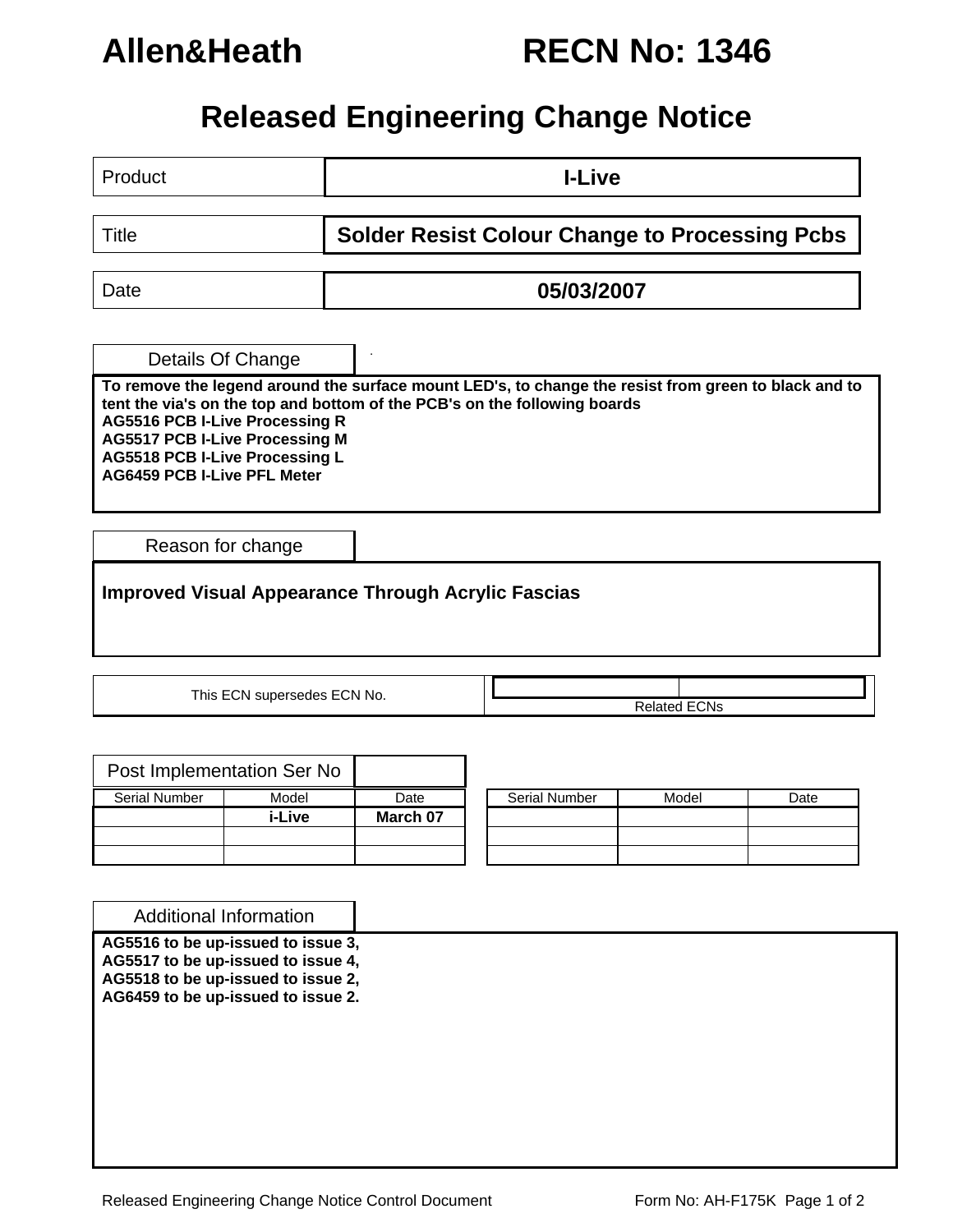# Allen&Heath RECN No: 1346

## Released Engineering Change Notice

| | |
|---|---|
| Product | **I-Live** |
| Title | **Solder Resist Colour Change to Processing Pcbs** |
| Date | **05/03/2007** |

### Details Of Change

**To remove the legend around the surface mount LED's, to change the resist from green to black and to tent the via's on the top and bottom of the PCB's on the following boards**
**AG5516 PCB I-Live Processing R**
**AG5517 PCB I-Live Processing M**
**AG5518 PCB I-Live Processing L**
**AG6459 PCB I-Live PFL Meter**

### Reason for change

**Improved Visual Appearance Through Acrylic Fascias**

| This ECN supersedes ECN No. | Related ECNs |
|---|---|
| | |

### Post Implementation Ser No

| Serial Number | Model | Date | Serial Number | Model | Date |
|---|---|---|---|---|---|
| | **i-Live** | **March 07** | | | |
| | | | | | |
| | | | | | |

### Additional Information

**AG5516 to be up-issued to issue 3,**
**AG5517 to be up-issued to issue 4,**
**AG5518 to be up-issued to issue 2,**
**AG6459 to be up-issued to issue 2.**

Released Engineering Change Notice Control Document — Form No: AH-F175K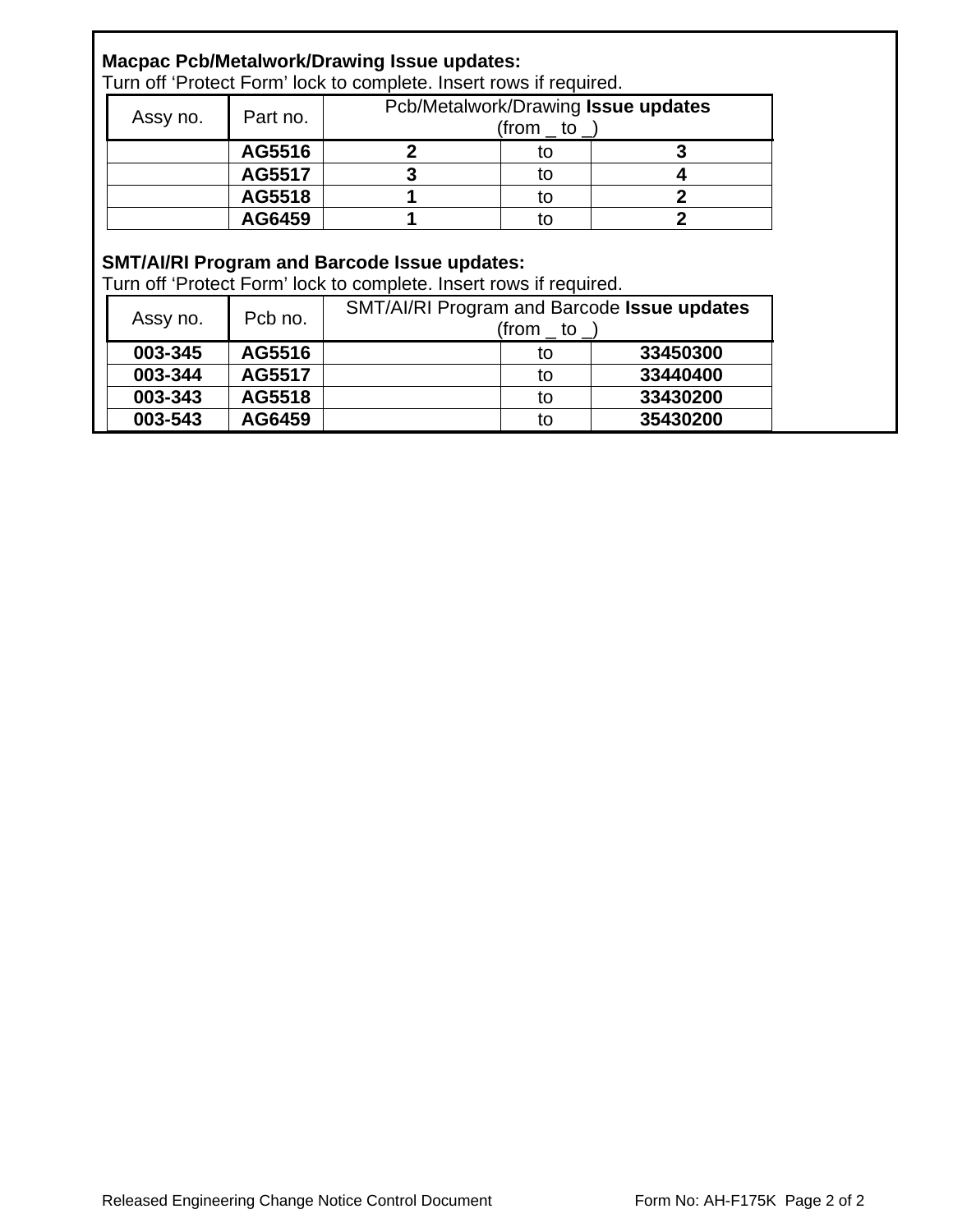**Macpac Pcb/Metalwork/Drawing Issue updates:**
Turn off 'Protect Form' lock to complete. Insert rows if required.

| Assy no. | Part no. | Pcb/Metalwork/Drawing **Issue updates** (from _ to _) | | |
|---|---|---|---|---|
| | **AG5516** | **2** | to | **3** |
| | **AG5517** | **3** | to | **4** |
| | **AG5518** | **1** | to | **2** |
| | **AG6459** | **1** | to | **2** |

**SMT/AI/RI Program and Barcode Issue updates:**
Turn off 'Protect Form' lock to complete. Insert rows if required.

| Assy no. | Pcb no. | SMT/AI/RI Program and Barcode **Issue updates** (from _ to _) | | |
|---|---|---|---|---|
| **003-345** | **AG5516** | | to | **33450300** |
| **003-344** | **AG5517** | | to | **33440400** |
| **003-343** | **AG5518** | | to | **33430200** |
| **003-543** | **AG6459** | | to | **35430200** |

Released Engineering Change Notice Control Document Form No: AH-F175K